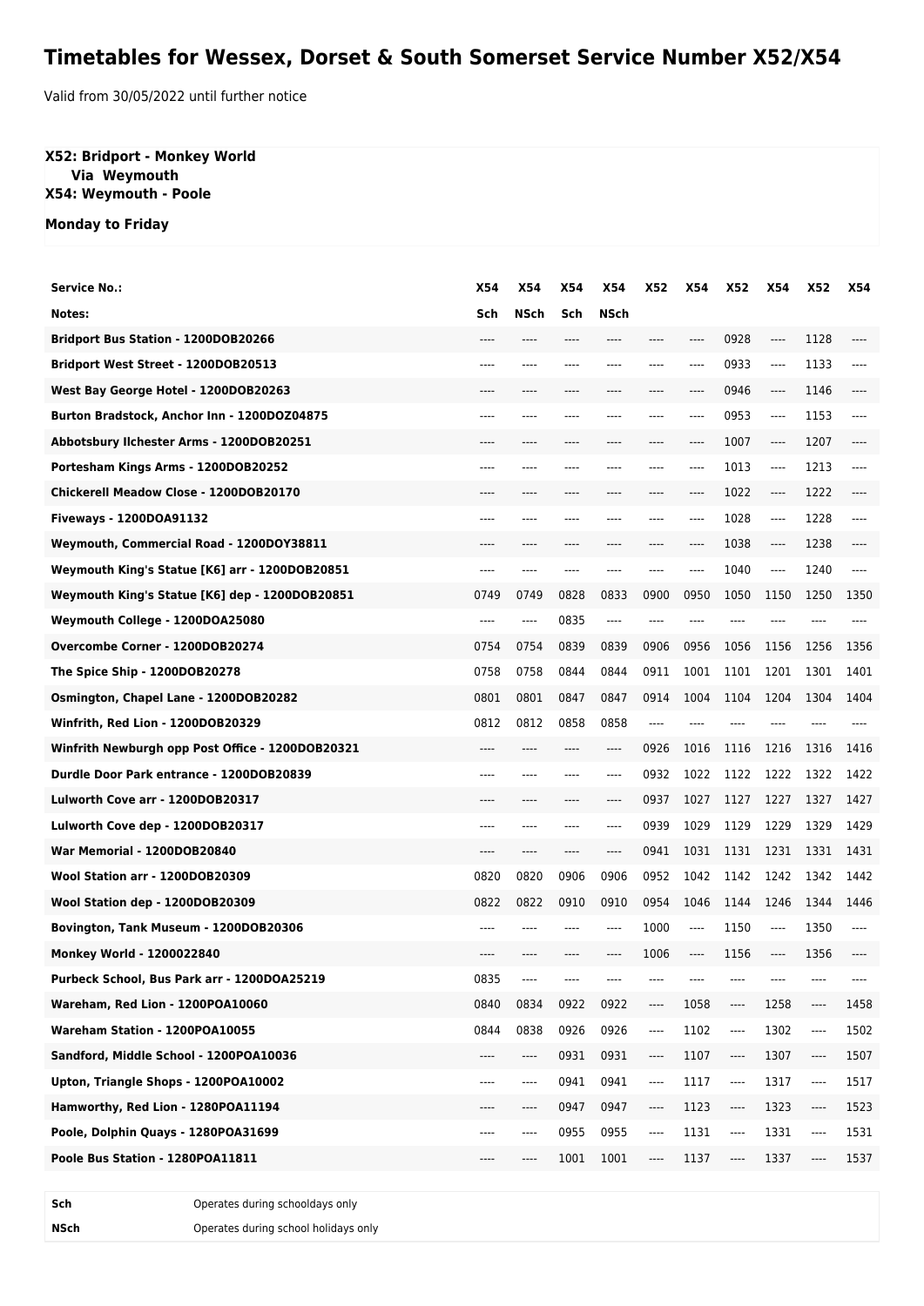# Timetables for Wessex, Dorset & South Somerset Service Number X52/X54

Valid from 30/05/2022 until further notice

**X52: Bridport - Monkey World**
**Via Weymouth**
**X54: Weymouth - Poole**

**Monday to Friday**

| Service No.: | X54 | X54 | X54 | X54 | X52 | X54 | X52 | X54 | X52 | X54 |
|---|---|---|---|---|---|---|---|---|---|---|
| Notes: | Sch | NSch | Sch | NSch | | | | | | |
| Bridport Bus Station - 1200DOB20266 | ---- | ---- | ---- | ---- | ---- | ---- | 0928 | ---- | 1128 | ---- |
| Bridport West Street - 1200DOB20513 | ---- | ---- | ---- | ---- | ---- | ---- | 0933 | ---- | 1133 | ---- |
| West Bay George Hotel - 1200DOB20263 | ---- | ---- | ---- | ---- | ---- | ---- | 0946 | ---- | 1146 | ---- |
| Burton Bradstock, Anchor Inn - 1200DOZ04875 | ---- | ---- | ---- | ---- | ---- | ---- | 0953 | ---- | 1153 | ---- |
| Abbotsbury Ilchester Arms - 1200DOB20251 | ---- | ---- | ---- | ---- | ---- | ---- | 1007 | ---- | 1207 | ---- |
| Portesham Kings Arms - 1200DOB20252 | ---- | ---- | ---- | ---- | ---- | ---- | 1013 | ---- | 1213 | ---- |
| Chickerell Meadow Close - 1200DOB20170 | ---- | ---- | ---- | ---- | ---- | ---- | 1022 | ---- | 1222 | ---- |
| Fiveways - 1200DOA91132 | ---- | ---- | ---- | ---- | ---- | ---- | 1028 | ---- | 1228 | ---- |
| Weymouth, Commercial Road - 1200DOY38811 | ---- | ---- | ---- | ---- | ---- | ---- | 1038 | ---- | 1238 | ---- |
| Weymouth King's Statue [K6] arr - 1200DOB20851 | ---- | ---- | ---- | ---- | ---- | ---- | 1040 | ---- | 1240 | ---- |
| Weymouth King's Statue [K6] dep - 1200DOB20851 | 0749 | 0749 | 0828 | 0833 | 0900 | 0950 | 1050 | 1150 | 1250 | 1350 |
| Weymouth College - 1200DOA25080 | ---- | ---- | 0835 | ---- | ---- | ---- | ---- | ---- | ---- | ---- |
| Overcombe Corner - 1200DOB20274 | 0754 | 0754 | 0839 | 0839 | 0906 | 0956 | 1056 | 1156 | 1256 | 1356 |
| The Spice Ship - 1200DOB20278 | 0758 | 0758 | 0844 | 0844 | 0911 | 1001 | 1101 | 1201 | 1301 | 1401 |
| Osmington, Chapel Lane - 1200DOB20282 | 0801 | 0801 | 0847 | 0847 | 0914 | 1004 | 1104 | 1204 | 1304 | 1404 |
| Winfrith, Red Lion - 1200DOB20329 | 0812 | 0812 | 0858 | 0858 | ---- | ---- | ---- | ---- | ---- | ---- |
| Winfrith Newburgh opp Post Office - 1200DOB20321 | ---- | ---- | ---- | ---- | 0926 | 1016 | 1116 | 1216 | 1316 | 1416 |
| Durdle Door Park entrance - 1200DOB20839 | ---- | ---- | ---- | ---- | 0932 | 1022 | 1122 | 1222 | 1322 | 1422 |
| Lulworth Cove arr - 1200DOB20317 | ---- | ---- | ---- | ---- | 0937 | 1027 | 1127 | 1227 | 1327 | 1427 |
| Lulworth Cove dep - 1200DOB20317 | ---- | ---- | ---- | ---- | 0939 | 1029 | 1129 | 1229 | 1329 | 1429 |
| War Memorial - 1200DOB20840 | ---- | ---- | ---- | ---- | 0941 | 1031 | 1131 | 1231 | 1331 | 1431 |
| Wool Station arr - 1200DOB20309 | 0820 | 0820 | 0906 | 0906 | 0952 | 1042 | 1142 | 1242 | 1342 | 1442 |
| Wool Station dep - 1200DOB20309 | 0822 | 0822 | 0910 | 0910 | 0954 | 1046 | 1144 | 1246 | 1344 | 1446 |
| Bovington, Tank Museum - 1200DOB20306 | ---- | ---- | ---- | ---- | 1000 | ---- | 1150 | ---- | 1350 | ---- |
| Monkey World - 1200022840 | ---- | ---- | ---- | ---- | 1006 | ---- | 1156 | ---- | 1356 | ---- |
| Purbeck School, Bus Park arr - 1200DOA25219 | 0835 | ---- | ---- | ---- | ---- | ---- | ---- | ---- | ---- | ---- |
| Wareham, Red Lion - 1200POA10060 | 0840 | 0834 | 0922 | 0922 | ---- | 1058 | ---- | 1258 | ---- | 1458 |
| Wareham Station - 1200POA10055 | 0844 | 0838 | 0926 | 0926 | ---- | 1102 | ---- | 1302 | ---- | 1502 |
| Sandford, Middle School - 1200POA10036 | ---- | ---- | 0931 | 0931 | ---- | 1107 | ---- | 1307 | ---- | 1507 |
| Upton, Triangle Shops - 1200POA10002 | ---- | ---- | 0941 | 0941 | ---- | 1117 | ---- | 1317 | ---- | 1517 |
| Hamworthy, Red Lion - 1280POA11194 | ---- | ---- | 0947 | 0947 | ---- | 1123 | ---- | 1323 | ---- | 1523 |
| Poole, Dolphin Quays - 1280POA31699 | ---- | ---- | 0955 | 0955 | ---- | 1131 | ---- | 1331 | ---- | 1531 |
| Poole Bus Station - 1280POA11811 | ---- | ---- | 1001 | 1001 | ---- | 1137 | ---- | 1337 | ---- | 1537 |

| | |
|---|---|
| **Sch** | Operates during schooldays only |
| **NSch** | Operates during school holidays only |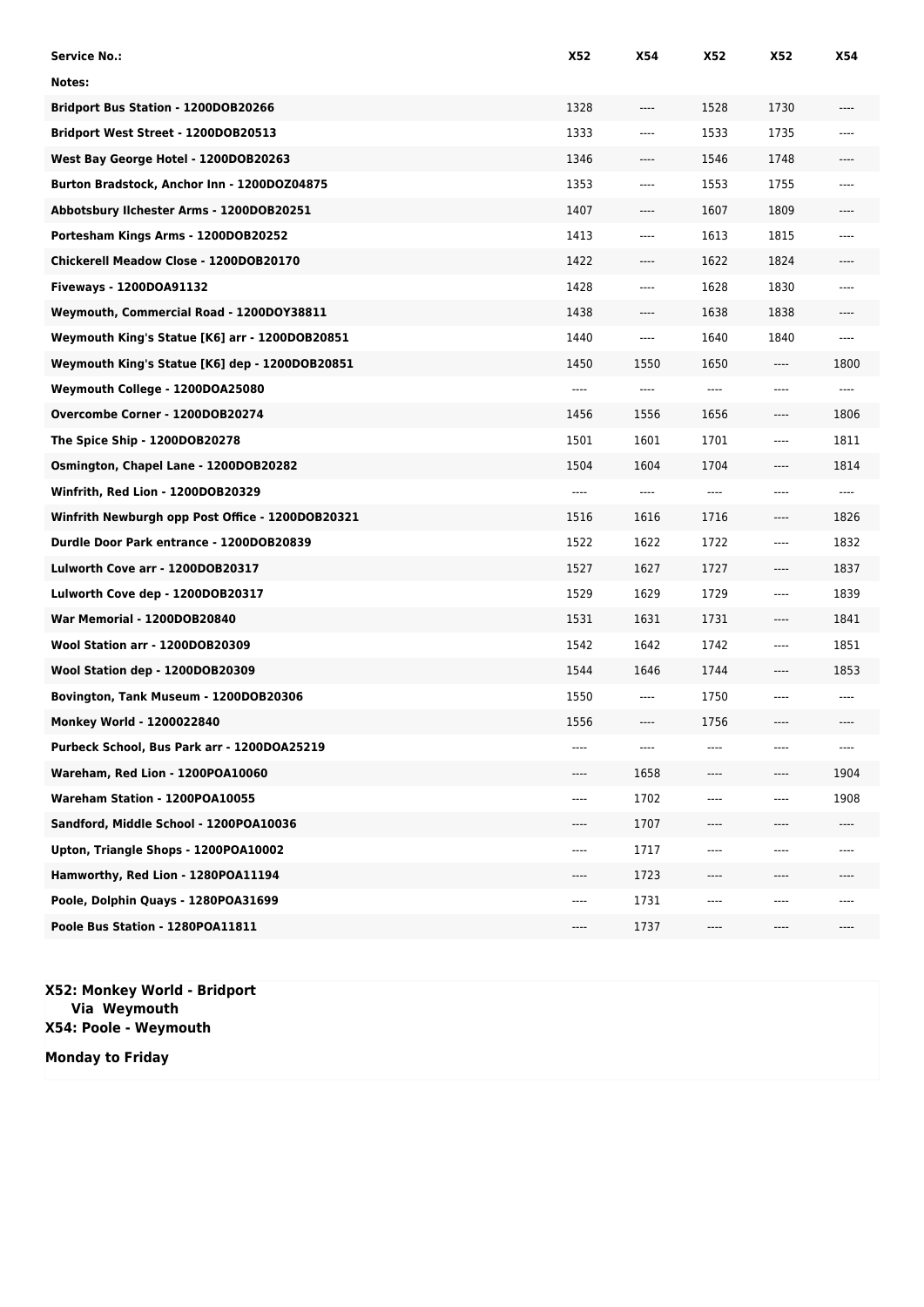| Service No.: | X52 | X54 | X52 | X52 | X54 |
|---|---|---|---|---|---|
| Notes: | | | | | |
| Bridport Bus Station - 1200DOB20266 | 1328 | ---- | 1528 | 1730 | ---- |
| Bridport West Street - 1200DOB20513 | 1333 | ---- | 1533 | 1735 | ---- |
| West Bay George Hotel - 1200DOB20263 | 1346 | ---- | 1546 | 1748 | ---- |
| Burton Bradstock, Anchor Inn - 1200DOZ04875 | 1353 | ---- | 1553 | 1755 | ---- |
| Abbotsbury Ilchester Arms - 1200DOB20251 | 1407 | ---- | 1607 | 1809 | ---- |
| Portesham Kings Arms - 1200DOB20252 | 1413 | ---- | 1613 | 1815 | ---- |
| Chickerell Meadow Close - 1200DOB20170 | 1422 | ---- | 1622 | 1824 | ---- |
| Fiveways - 1200DOA91132 | 1428 | ---- | 1628 | 1830 | ---- |
| Weymouth, Commercial Road - 1200DOY38811 | 1438 | ---- | 1638 | 1838 | ---- |
| Weymouth King's Statue [K6] arr - 1200DOB20851 | 1440 | ---- | 1640 | 1840 | ---- |
| Weymouth King's Statue [K6] dep - 1200DOB20851 | 1450 | 1550 | 1650 | ---- | 1800 |
| Weymouth College - 1200DOA25080 | ---- | ---- | ---- | ---- | ---- |
| Overcombe Corner - 1200DOB20274 | 1456 | 1556 | 1656 | ---- | 1806 |
| The Spice Ship - 1200DOB20278 | 1501 | 1601 | 1701 | ---- | 1811 |
| Osmington, Chapel Lane - 1200DOB20282 | 1504 | 1604 | 1704 | ---- | 1814 |
| Winfrith, Red Lion - 1200DOB20329 | ---- | ---- | ---- | ---- | ---- |
| Winfrith Newburgh opp Post Office - 1200DOB20321 | 1516 | 1616 | 1716 | ---- | 1826 |
| Durdle Door Park entrance - 1200DOB20839 | 1522 | 1622 | 1722 | ---- | 1832 |
| Lulworth Cove arr - 1200DOB20317 | 1527 | 1627 | 1727 | ---- | 1837 |
| Lulworth Cove dep - 1200DOB20317 | 1529 | 1629 | 1729 | ---- | 1839 |
| War Memorial - 1200DOB20840 | 1531 | 1631 | 1731 | ---- | 1841 |
| Wool Station arr - 1200DOB20309 | 1542 | 1642 | 1742 | ---- | 1851 |
| Wool Station dep - 1200DOB20309 | 1544 | 1646 | 1744 | ---- | 1853 |
| Bovington, Tank Museum - 1200DOB20306 | 1550 | ---- | 1750 | ---- | ---- |
| Monkey World - 1200022840 | 1556 | ---- | 1756 | ---- | ---- |
| Purbeck School, Bus Park arr - 1200DOA25219 | ---- | ---- | ---- | ---- | ---- |
| Wareham, Red Lion - 1200POA10060 | ---- | 1658 | ---- | ---- | 1904 |
| Wareham Station - 1200POA10055 | ---- | 1702 | ---- | ---- | 1908 |
| Sandford, Middle School - 1200POA10036 | ---- | 1707 | ---- | ---- | ---- |
| Upton, Triangle Shops - 1200POA10002 | ---- | 1717 | ---- | ---- | ---- |
| Hamworthy, Red Lion - 1280POA11194 | ---- | 1723 | ---- | ---- | ---- |
| Poole, Dolphin Quays - 1280POA31699 | ---- | 1731 | ---- | ---- | ---- |
| Poole Bus Station - 1280POA11811 | ---- | 1737 | ---- | ---- | ---- |

**X52: Monkey World - Bridport**
**Via Weymouth**
**X54: Poole - Weymouth**

**Monday to Friday**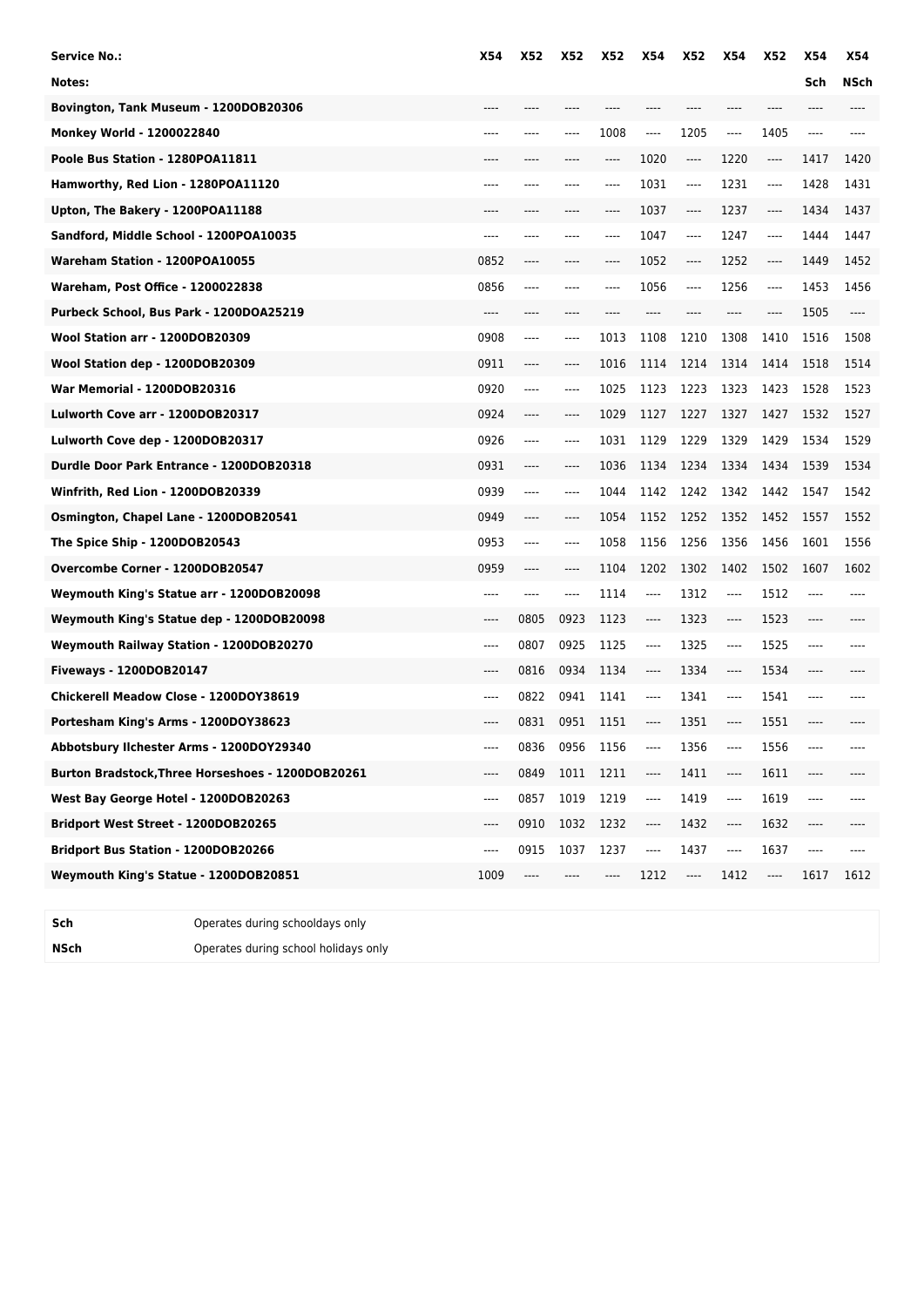| Service No.: | X54 | X52 | X52 | X52 | X54 | X52 | X54 | X52 | X54 | X54 |
|---|---|---|---|---|---|---|---|---|---|---|
| Notes: | | | | | | | | | Sch | NSch |
| Bovington, Tank Museum - 1200DOB20306 | ---- | ---- | ---- | ---- | ---- | ---- | ---- | ---- | ---- | ---- |
| Monkey World - 1200022840 | ---- | ---- | ---- | 1008 | ---- | 1205 | ---- | 1405 | ---- | ---- |
| Poole Bus Station - 1280POA11811 | ---- | ---- | ---- | ---- | 1020 | ---- | 1220 | ---- | 1417 | 1420 |
| Hamworthy, Red Lion - 1280POA11120 | ---- | ---- | ---- | ---- | 1031 | ---- | 1231 | ---- | 1428 | 1431 |
| Upton, The Bakery - 1200POA11188 | ---- | ---- | ---- | ---- | 1037 | ---- | 1237 | ---- | 1434 | 1437 |
| Sandford, Middle School - 1200POA10035 | ---- | ---- | ---- | ---- | 1047 | ---- | 1247 | ---- | 1444 | 1447 |
| Wareham Station - 1200POA10055 | 0852 | ---- | ---- | ---- | 1052 | ---- | 1252 | ---- | 1449 | 1452 |
| Wareham, Post Office - 1200022838 | 0856 | ---- | ---- | ---- | 1056 | ---- | 1256 | ---- | 1453 | 1456 |
| Purbeck School, Bus Park - 1200DOA25219 | ---- | ---- | ---- | ---- | ---- | ---- | ---- | ---- | 1505 | ---- |
| Wool Station arr - 1200DOB20309 | 0908 | ---- | ---- | 1013 | 1108 | 1210 | 1308 | 1410 | 1516 | 1508 |
| Wool Station dep - 1200DOB20309 | 0911 | ---- | ---- | 1016 | 1114 | 1214 | 1314 | 1414 | 1518 | 1514 |
| War Memorial - 1200DOB20316 | 0920 | ---- | ---- | 1025 | 1123 | 1223 | 1323 | 1423 | 1528 | 1523 |
| Lulworth Cove arr - 1200DOB20317 | 0924 | ---- | ---- | 1029 | 1127 | 1227 | 1327 | 1427 | 1532 | 1527 |
| Lulworth Cove dep - 1200DOB20317 | 0926 | ---- | ---- | 1031 | 1129 | 1229 | 1329 | 1429 | 1534 | 1529 |
| Durdle Door Park Entrance - 1200DOB20318 | 0931 | ---- | ---- | 1036 | 1134 | 1234 | 1334 | 1434 | 1539 | 1534 |
| Winfrith, Red Lion - 1200DOB20339 | 0939 | ---- | ---- | 1044 | 1142 | 1242 | 1342 | 1442 | 1547 | 1542 |
| Osmington, Chapel Lane - 1200DOB20541 | 0949 | ---- | ---- | 1054 | 1152 | 1252 | 1352 | 1452 | 1557 | 1552 |
| The Spice Ship - 1200DOB20543 | 0953 | ---- | ---- | 1058 | 1156 | 1256 | 1356 | 1456 | 1601 | 1556 |
| Overcombe Corner - 1200DOB20547 | 0959 | ---- | ---- | 1104 | 1202 | 1302 | 1402 | 1502 | 1607 | 1602 |
| Weymouth King's Statue arr - 1200DOB20098 | ---- | ---- | ---- | 1114 | ---- | 1312 | ---- | 1512 | ---- | ---- |
| Weymouth King's Statue dep - 1200DOB20098 | ---- | 0805 | 0923 | 1123 | ---- | 1323 | ---- | 1523 | ---- | ---- |
| Weymouth Railway Station - 1200DOB20270 | ---- | 0807 | 0925 | 1125 | ---- | 1325 | ---- | 1525 | ---- | ---- |
| Fiveways - 1200DOB20147 | ---- | 0816 | 0934 | 1134 | ---- | 1334 | ---- | 1534 | ---- | ---- |
| Chickerell Meadow Close - 1200DOY38619 | ---- | 0822 | 0941 | 1141 | ---- | 1341 | ---- | 1541 | ---- | ---- |
| Portesham King's Arms - 1200DOY38623 | ---- | 0831 | 0951 | 1151 | ---- | 1351 | ---- | 1551 | ---- | ---- |
| Abbotsbury Ilchester Arms - 1200DOY29340 | ---- | 0836 | 0956 | 1156 | ---- | 1356 | ---- | 1556 | ---- | ---- |
| Burton Bradstock,Three Horseshoes - 1200DOB20261 | ---- | 0849 | 1011 | 1211 | ---- | 1411 | ---- | 1611 | ---- | ---- |
| West Bay George Hotel - 1200DOB20263 | ---- | 0857 | 1019 | 1219 | ---- | 1419 | ---- | 1619 | ---- | ---- |
| Bridport West Street - 1200DOB20265 | ---- | 0910 | 1032 | 1232 | ---- | 1432 | ---- | 1632 | ---- | ---- |
| Bridport Bus Station - 1200DOB20266 | ---- | 0915 | 1037 | 1237 | ---- | 1437 | ---- | 1637 | ---- | ---- |
| Weymouth King's Statue - 1200DOB20851 | 1009 | ---- | ---- | ---- | 1212 | ---- | 1412 | ---- | 1617 | 1612 |

| | |
|---|---|
| **Sch** | Operates during schooldays only |
| **NSch** | Operates during school holidays only |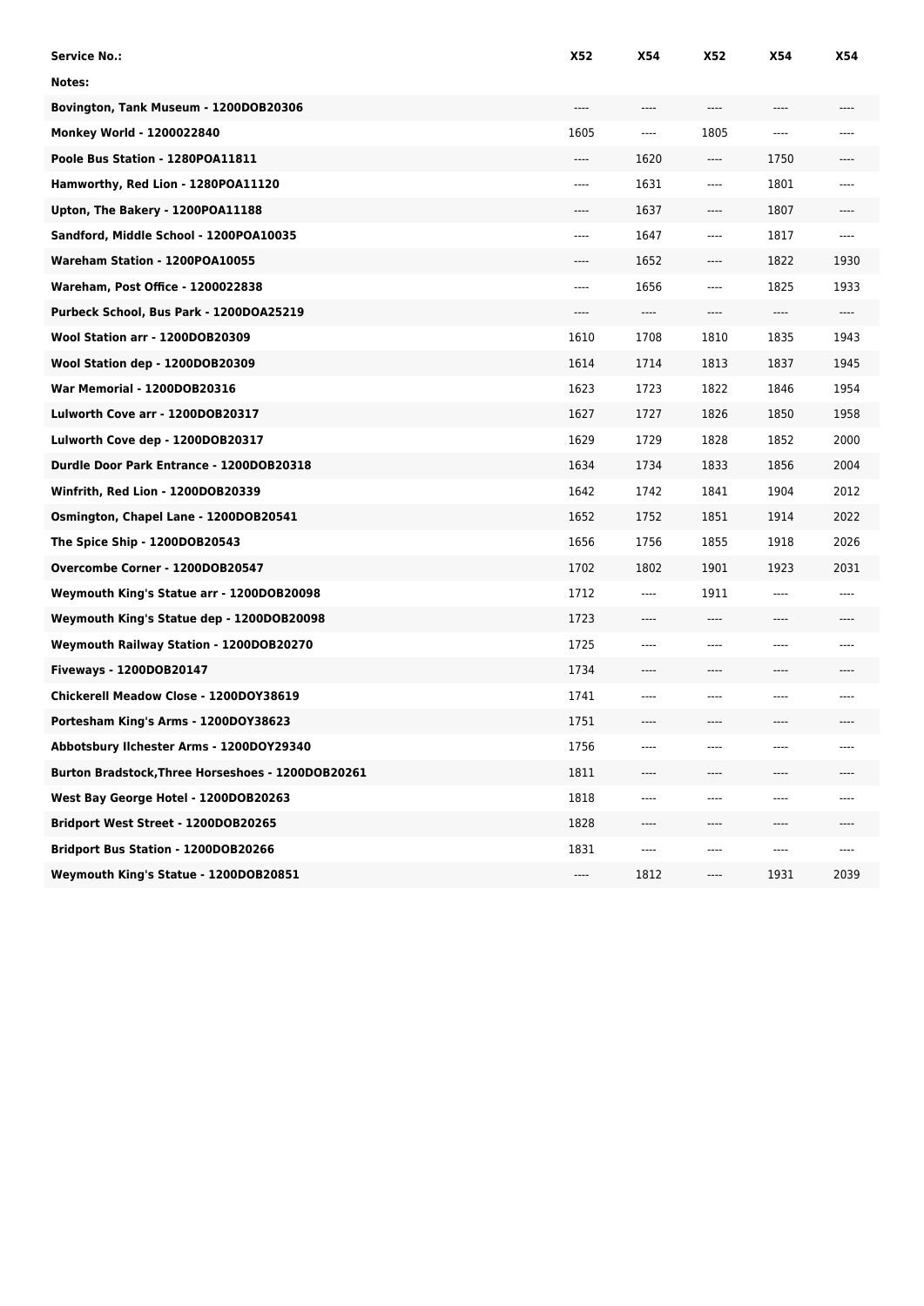| Service No.: | X52 | X54 | X52 | X54 | X54 |
|---|---|---|---|---|---|
| Notes: | | | | | |
| Bovington, Tank Museum - 1200DOB20306 | ---- | ---- | ---- | ---- | ---- |
| Monkey World - 1200022840 | 1605 | ---- | 1805 | ---- | ---- |
| Poole Bus Station - 1280POA11811 | ---- | 1620 | ---- | 1750 | ---- |
| Hamworthy, Red Lion - 1280POA11120 | ---- | 1631 | ---- | 1801 | ---- |
| Upton, The Bakery - 1200POA11188 | ---- | 1637 | ---- | 1807 | ---- |
| Sandford, Middle School - 1200POA10035 | ---- | 1647 | ---- | 1817 | ---- |
| Wareham Station - 1200POA10055 | ---- | 1652 | ---- | 1822 | 1930 |
| Wareham, Post Office - 1200022838 | ---- | 1656 | ---- | 1825 | 1933 |
| Purbeck School, Bus Park - 1200DOA25219 | ---- | ---- | ---- | ---- | ---- |
| Wool Station arr - 1200DOB20309 | 1610 | 1708 | 1810 | 1835 | 1943 |
| Wool Station dep - 1200DOB20309 | 1614 | 1714 | 1813 | 1837 | 1945 |
| War Memorial - 1200DOB20316 | 1623 | 1723 | 1822 | 1846 | 1954 |
| Lulworth Cove arr - 1200DOB20317 | 1627 | 1727 | 1826 | 1850 | 1958 |
| Lulworth Cove dep - 1200DOB20317 | 1629 | 1729 | 1828 | 1852 | 2000 |
| Durdle Door Park Entrance - 1200DOB20318 | 1634 | 1734 | 1833 | 1856 | 2004 |
| Winfrith, Red Lion - 1200DOB20339 | 1642 | 1742 | 1841 | 1904 | 2012 |
| Osmington, Chapel Lane - 1200DOB20541 | 1652 | 1752 | 1851 | 1914 | 2022 |
| The Spice Ship - 1200DOB20543 | 1656 | 1756 | 1855 | 1918 | 2026 |
| Overcombe Corner - 1200DOB20547 | 1702 | 1802 | 1901 | 1923 | 2031 |
| Weymouth King's Statue arr - 1200DOB20098 | 1712 | ---- | 1911 | ---- | ---- |
| Weymouth King's Statue dep - 1200DOB20098 | 1723 | ---- | ---- | ---- | ---- |
| Weymouth Railway Station - 1200DOB20270 | 1725 | ---- | ---- | ---- | ---- |
| Fiveways - 1200DOB20147 | 1734 | ---- | ---- | ---- | ---- |
| Chickerell Meadow Close - 1200DOY38619 | 1741 | ---- | ---- | ---- | ---- |
| Portesham King's Arms - 1200DOY38623 | 1751 | ---- | ---- | ---- | ---- |
| Abbotsbury Ilchester Arms - 1200DOY29340 | 1756 | ---- | ---- | ---- | ---- |
| Burton Bradstock,Three Horseshoes - 1200DOB20261 | 1811 | ---- | ---- | ---- | ---- |
| West Bay George Hotel - 1200DOB20263 | 1818 | ---- | ---- | ---- | ---- |
| Bridport West Street - 1200DOB20265 | 1828 | ---- | ---- | ---- | ---- |
| Bridport Bus Station - 1200DOB20266 | 1831 | ---- | ---- | ---- | ---- |
| Weymouth King's Statue - 1200DOB20851 | ---- | 1812 | ---- | 1931 | 2039 |